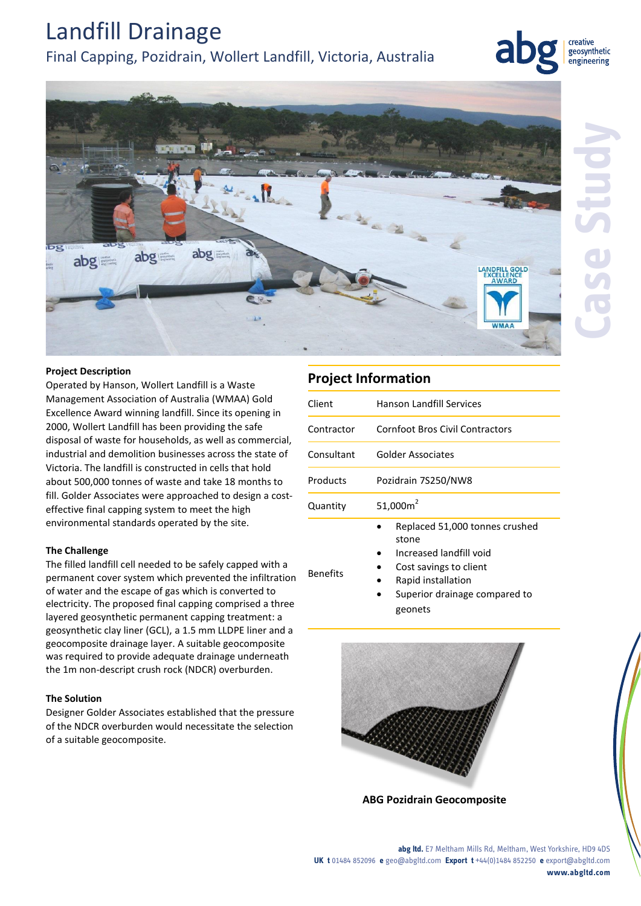# Landfill Drainage

## Final Capping, Pozidrain, Wollert Landfill, Victoria, Australia

### Project Description

Operated by Hanson, Wollert Landfill is a Waste Management Association of Australia (WMAA) Gold Excellence Award winning landfill. Since its opening in 2000, Wollert Landfill has been providing the safe disposal of waste for households, as well as commercial, industrial and demolition businesses across the state of Victoria. The landfill is constructed in cells that hold about 500,000 tonnes of waste and take 18 months to fill. Golder Associates were approached to design a cost-effective final capping system to meet the high environmental standards operated by the site.

### The Challenge

The filled landfill cell needed to be safely capped with a permanent cover system which prevented the infiltration of water and the escape of gas which is converted to electricity. The proposed final capping comprised a three layered geosynthetic permanent capping treatment: a geosynthetic clay liner (GCL), a 1.5 mm LLDPE liner and a geocomposite drainage layer. A suitable geocomposite was required to provide adequate drainage underneath the 1m non-descript crush rock (NDCR) overburden.

### The Solution

Designer Golder Associates established that the pressure of the NDCR overburden would necessitate the selection of a suitable geocomposite.

## Project Information

| | |
|---|---|
| Client | Hanson Landfill Services |
| Contractor | Cornfoot Bros Civil Contractors |
| Consultant | Golder Associates |
| Products | Pozidrain 7S250/NW8 |
| Quantity | 51,000m$^2$ |
| Benefits | • Replaced 51,000 tonnes crushed stone<br>• Increased landfill void<br>• Cost savings to client<br>• Rapid installation<br>• Superior drainage compared to geonets |

ABG Pozidrain Geocomposite

**abg ltd.** E7 Meltham Mills Rd, Meltham, West Yorkshire, HD9 4DS
**UK t** 01484 852096 **e** geo@abgltd.com **Export t** +44(0)1484 852250 **e** export@abgltd.com
**www.abgltd.com**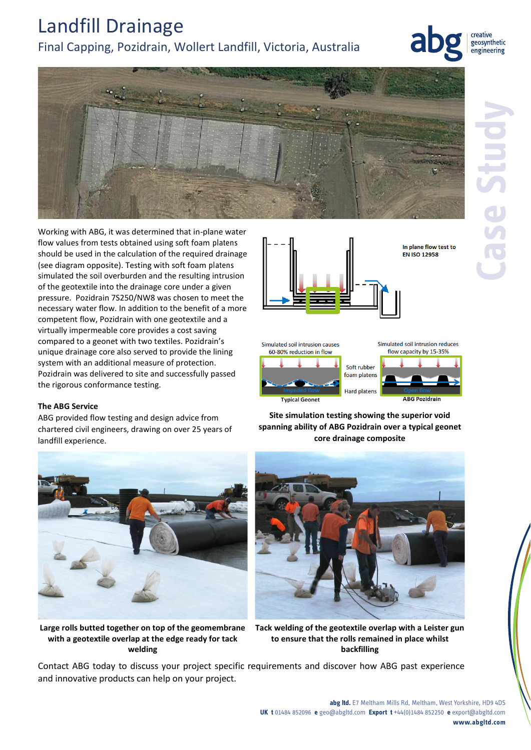# Landfill Drainage

## Final Capping, Pozidrain, Wollert Landfill, Victoria, Australia

Working with ABG, it was determined that in-plane water flow values from tests obtained using soft foam platens should be used in the calculation of the required drainage (see diagram opposite). Testing with soft foam platens simulated the soil overburden and the resulting intrusion of the geotextile into the drainage core under a given pressure. Pozidrain 7S250/NW8 was chosen to meet the necessary water flow. In addition to the benefit of a more competent flow, Pozidrain with one geotextile and a virtually impermeable core provides a cost saving compared to a geonet with two textiles. Pozidrain's unique drainage core also served to provide the lining system with an additional measure of protection. Pozidrain was delivered to site and successfully passed the rigorous conformance testing.

In plane flow test to EN ISO 12958

Simulated soil intrusion causes 60-80% reduction in flow

Simulated soil intrusion reduces flow capacity by 15-35%

Soft rubber foam platens

Hard platens

Impeded flow

Open flow

Typical Geonet

ABG Pozidrain

**Site simulation testing showing the superior void spanning ability of ABG Pozidrain over a typical geonet core drainage composite**

### The ABG Service

ABG provided flow testing and design advice from chartered civil engineers, drawing on over 25 years of landfill experience.

**Large rolls butted together on top of the geomembrane with a geotextile overlap at the edge ready for tack welding**

**Tack welding of the geotextile overlap with a Leister gun to ensure that the rolls remained in place whilst backfilling**

Contact ABG today to discuss your project specific requirements and discover how ABG past experience and innovative products can help on your project.

**abg ltd.** E7 Meltham Mills Rd, Meltham, West Yorkshire, HD9 4DS
**UK t** 01484 852096 **e** geo@abgltd.com **Export t** +44(0)1484 852250 **e** export@abgltd.com
**www.abgltd.com**